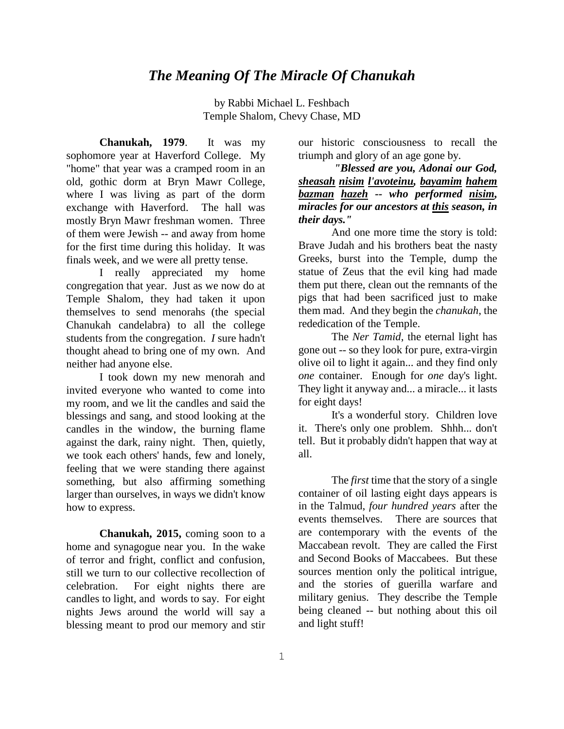# *The Meaning Of The Miracle Of Chanukah*

by Rabbi Michael L. Feshbach
Temple Shalom, Chevy Chase, MD

**Chanukah, 1979**. It was my sophomore year at Haverford College. My "home" that year was a cramped room in an old, gothic dorm at Bryn Mawr College, where I was living as part of the dorm exchange with Haverford. The hall was mostly Bryn Mawr freshman women. Three of them were Jewish -- and away from home for the first time during this holiday. It was finals week, and we were all pretty tense.

I really appreciated my home congregation that year. Just as we now do at Temple Shalom, they had taken it upon themselves to send menorahs (the special Chanukah candelabra) to all the college students from the congregation. *I* sure hadn't thought ahead to bring one of my own. And neither had anyone else.

I took down my new menorah and invited everyone who wanted to come into my room, and we lit the candles and said the blessings and sang, and stood looking at the candles in the window, the burning flame against the dark, rainy night. Then, quietly, we took each others' hands, few and lonely, feeling that we were standing there against something, but also affirming something larger than ourselves, in ways we didn't know how to express.

**Chanukah, 2015,** coming soon to a home and synagogue near you. In the wake of terror and fright, conflict and confusion, still we turn to our collective recollection of celebration. For eight nights there are candles to light, and words to say. For eight nights Jews around the world will say a blessing meant to prod our memory and stir our historic consciousness to recall the triumph and glory of an age gone by.

***"Blessed are you, Adonai our God, <u>sheasah</u> <u>nisim</u> <u>l'avoteinu</u>, <u>bayamim</u> <u>hahem</u> <u>bazman</u> <u>hazeh</u> -- who performed <u>nisim</u>, miracles for our ancestors at <u>this</u> season, in their days."***

And one more time the story is told: Brave Judah and his brothers beat the nasty Greeks, burst into the Temple, dump the statue of Zeus that the evil king had made them put there, clean out the remnants of the pigs that had been sacrificed just to make them mad. And they begin the *chanukah*, the rededication of the Temple.

The *Ner Tamid*, the eternal light has gone out -- so they look for pure, extra-virgin olive oil to light it again... and they find only *one* container. Enough for *one* day's light. They light it anyway and... a miracle... it lasts for eight days!

It's a wonderful story. Children love it. There's only one problem. Shhh... don't tell. But it probably didn't happen that way at all.

The *first* time that the story of a single container of oil lasting eight days appears is in the Talmud, *four hundred years* after the events themselves. There are sources that are contemporary with the events of the Maccabean revolt. They are called the First and Second Books of Maccabees. But these sources mention only the political intrigue, and the stories of guerilla warfare and military genius. They describe the Temple being cleaned -- but nothing about this oil and light stuff!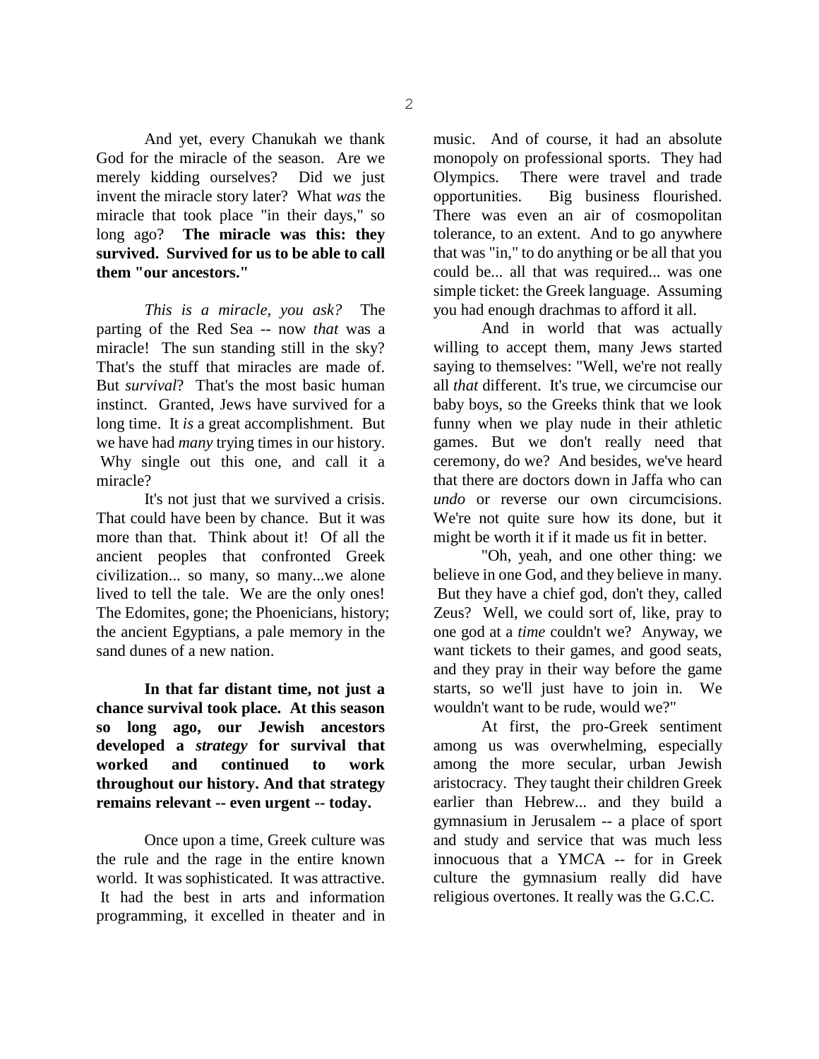And yet, every Chanukah we thank God for the miracle of the season. Are we merely kidding ourselves? Did we just invent the miracle story later? What *was* the miracle that took place "in their days," so long ago? **The miracle was this: they survived. Survived for us to be able to call them "our ancestors."**

*This is a miracle, you ask?* The parting of the Red Sea -- now *that* was a miracle! The sun standing still in the sky? That's the stuff that miracles are made of. But *survival*? That's the most basic human instinct. Granted, Jews have survived for a long time. It *is* a great accomplishment. But we have had *many* trying times in our history. Why single out this one, and call it a miracle?

It's not just that we survived a crisis. That could have been by chance. But it was more than that. Think about it! Of all the ancient peoples that confronted Greek civilization... so many, so many...we alone lived to tell the tale. We are the only ones! The Edomites, gone; the Phoenicians, history; the ancient Egyptians, a pale memory in the sand dunes of a new nation.

**In that far distant time, not just a chance survival took place. At this season so long ago, our Jewish ancestors developed a *strategy* for survival that worked and continued to work throughout our history. And that strategy remains relevant -- even urgent -- today.**

Once upon a time, Greek culture was the rule and the rage in the entire known world. It was sophisticated. It was attractive. It had the best in arts and information programming, it excelled in theater and in music. And of course, it had an absolute monopoly on professional sports. They had Olympics. There were travel and trade opportunities. Big business flourished. There was even an air of cosmopolitan tolerance, to an extent. And to go anywhere that was "in," to do anything or be all that you could be... all that was required... was one simple ticket: the Greek language. Assuming you had enough drachmas to afford it all.

And in world that was actually willing to accept them, many Jews started saying to themselves: "Well, we're not really all *that* different. It's true, we circumcise our baby boys, so the Greeks think that we look funny when we play nude in their athletic games. But we don't really need that ceremony, do we? And besides, we've heard that there are doctors down in Jaffa who can *undo* or reverse our own circumcisions. We're not quite sure how its done, but it might be worth it if it made us fit in better.

"Oh, yeah, and one other thing: we believe in one God, and they believe in many. But they have a chief god, don't they, called Zeus? Well, we could sort of, like, pray to one god at a *time* couldn't we? Anyway, we want tickets to their games, and good seats, and they pray in their way before the game starts, so we'll just have to join in. We wouldn't want to be rude, would we?"

At first, the pro-Greek sentiment among us was overwhelming, especially among the more secular, urban Jewish aristocracy. They taught their children Greek earlier than Hebrew... and they build a gymnasium in Jerusalem -- a place of sport and study and service that was much less innocuous that a YMCA -- for in Greek culture the gymnasium really did have religious overtones. It really was the G.C.C.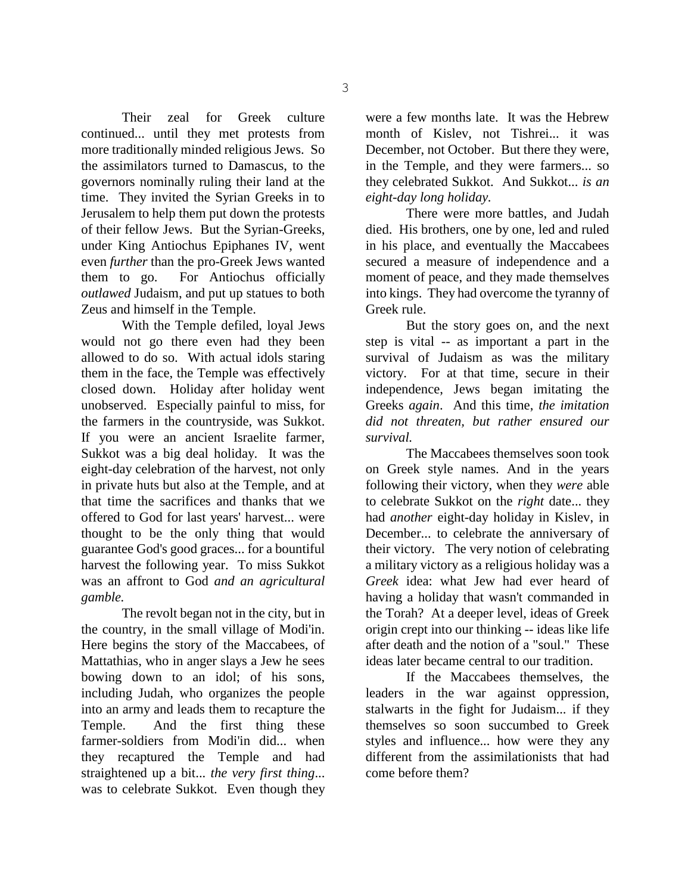Their zeal for Greek culture continued... until they met protests from more traditionally minded religious Jews. So the assimilators turned to Damascus, to the governors nominally ruling their land at the time. They invited the Syrian Greeks in to Jerusalem to help them put down the protests of their fellow Jews. But the Syrian-Greeks, under King Antiochus Epiphanes IV, went even *further* than the pro-Greek Jews wanted them to go. For Antiochus officially *outlawed* Judaism, and put up statues to both Zeus and himself in the Temple.

With the Temple defiled, loyal Jews would not go there even had they been allowed to do so. With actual idols staring them in the face, the Temple was effectively closed down. Holiday after holiday went unobserved. Especially painful to miss, for the farmers in the countryside, was Sukkot. If you were an ancient Israelite farmer, Sukkot was a big deal holiday. It was the eight-day celebration of the harvest, not only in private huts but also at the Temple, and at that time the sacrifices and thanks that we offered to God for last years' harvest... were thought to be the only thing that would guarantee God's good graces... for a bountiful harvest the following year. To miss Sukkot was an affront to God *and an agricultural gamble.*

The revolt began not in the city, but in the country, in the small village of Modi'in. Here begins the story of the Maccabees, of Mattathias, who in anger slays a Jew he sees bowing down to an idol; of his sons, including Judah, who organizes the people into an army and leads them to recapture the Temple. And the first thing these farmer-soldiers from Modi'in did... when they recaptured the Temple and had straightened up a bit... *the very first thing*... was to celebrate Sukkot. Even though they were a few months late. It was the Hebrew month of Kislev, not Tishrei... it was December, not October. But there they were, in the Temple, and they were farmers... so they celebrated Sukkot. And Sukkot... *is an eight-day long holiday.*

There were more battles, and Judah died. His brothers, one by one, led and ruled in his place, and eventually the Maccabees secured a measure of independence and a moment of peace, and they made themselves into kings. They had overcome the tyranny of Greek rule.

But the story goes on, and the next step is vital -- as important a part in the survival of Judaism as was the military victory. For at that time, secure in their independence, Jews began imitating the Greeks *again*. And this time, *the imitation did not threaten, but rather ensured our survival.*

The Maccabees themselves soon took on Greek style names. And in the years following their victory, when they *were* able to celebrate Sukkot on the *right* date... they had *another* eight-day holiday in Kislev, in December... to celebrate the anniversary of their victory. The very notion of celebrating a military victory as a religious holiday was a *Greek* idea: what Jew had ever heard of having a holiday that wasn't commanded in the Torah? At a deeper level, ideas of Greek origin crept into our thinking -- ideas like life after death and the notion of a "soul." These ideas later became central to our tradition.

If the Maccabees themselves, the leaders in the war against oppression, stalwarts in the fight for Judaism... if they themselves so soon succumbed to Greek styles and influence... how were they any different from the assimilationists that had come before them?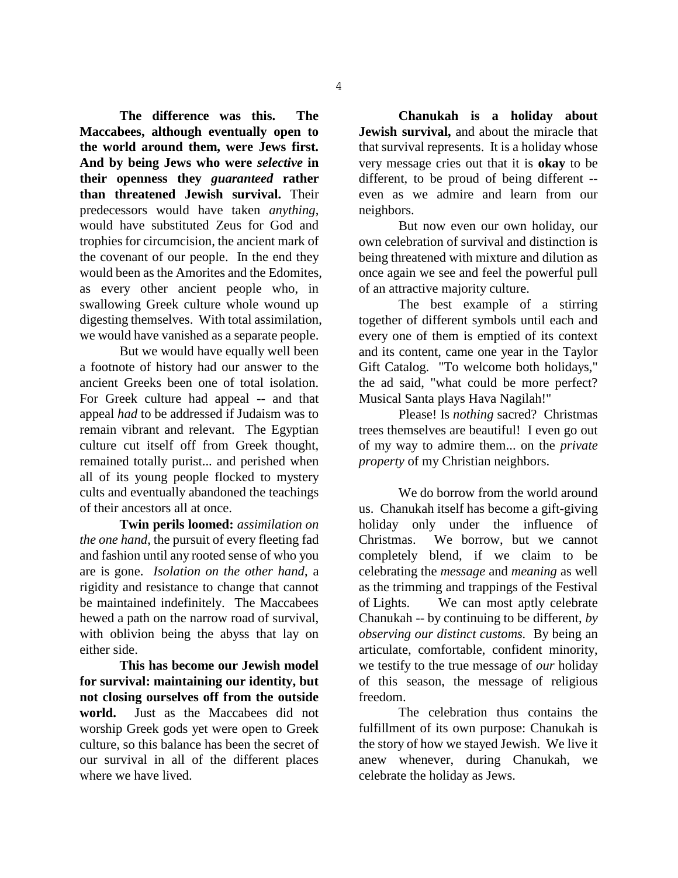**The difference was this. The Maccabees, although eventually open to the world around them, were Jews first. And by being Jews who were *selective* in their openness they *guaranteed* rather than threatened Jewish survival.** Their predecessors would have taken *anything*, would have substituted Zeus for God and trophies for circumcision, the ancient mark of the covenant of our people. In the end they would been as the Amorites and the Edomites, as every other ancient people who, in swallowing Greek culture whole wound up digesting themselves. With total assimilation, we would have vanished as a separate people.

But we would have equally well been a footnote of history had our answer to the ancient Greeks been one of total isolation. For Greek culture had appeal -- and that appeal *had* to be addressed if Judaism was to remain vibrant and relevant. The Egyptian culture cut itself off from Greek thought, remained totally purist... and perished when all of its young people flocked to mystery cults and eventually abandoned the teachings of their ancestors all at once.

**Twin perils loomed:** *assimilation on the one hand*, the pursuit of every fleeting fad and fashion until any rooted sense of who you are is gone. *Isolation on the other hand*, a rigidity and resistance to change that cannot be maintained indefinitely. The Maccabees hewed a path on the narrow road of survival, with oblivion being the abyss that lay on either side.

**This has become our Jewish model for survival: maintaining our identity, but not closing ourselves off from the outside world.** Just as the Maccabees did not worship Greek gods yet were open to Greek culture, so this balance has been the secret of our survival in all of the different places where we have lived.

**Chanukah is a holiday about Jewish survival,** and about the miracle that that survival represents. It is a holiday whose very message cries out that it is **okay** to be different, to be proud of being different -- even as we admire and learn from our neighbors.

But now even our own holiday, our own celebration of survival and distinction is being threatened with mixture and dilution as once again we see and feel the powerful pull of an attractive majority culture.

The best example of a stirring together of different symbols until each and every one of them is emptied of its context and its content, came one year in the Taylor Gift Catalog. "To welcome both holidays," the ad said, "what could be more perfect? Musical Santa plays Hava Nagilah!"

Please! Is *nothing* sacred? Christmas trees themselves are beautiful! I even go out of my way to admire them... on the *private property* of my Christian neighbors.

We do borrow from the world around us. Chanukah itself has become a gift-giving holiday only under the influence of Christmas. We borrow, but we cannot completely blend, if we claim to be celebrating the *message* and *meaning* as well as the trimming and trappings of the Festival of Lights. We can most aptly celebrate Chanukah -- by continuing to be different, *by observing our distinct customs.* By being an articulate, comfortable, confident minority, we testify to the true message of *our* holiday of this season, the message of religious freedom.

The celebration thus contains the fulfillment of its own purpose: Chanukah is the story of how we stayed Jewish. We live it anew whenever, during Chanukah, we celebrate the holiday as Jews.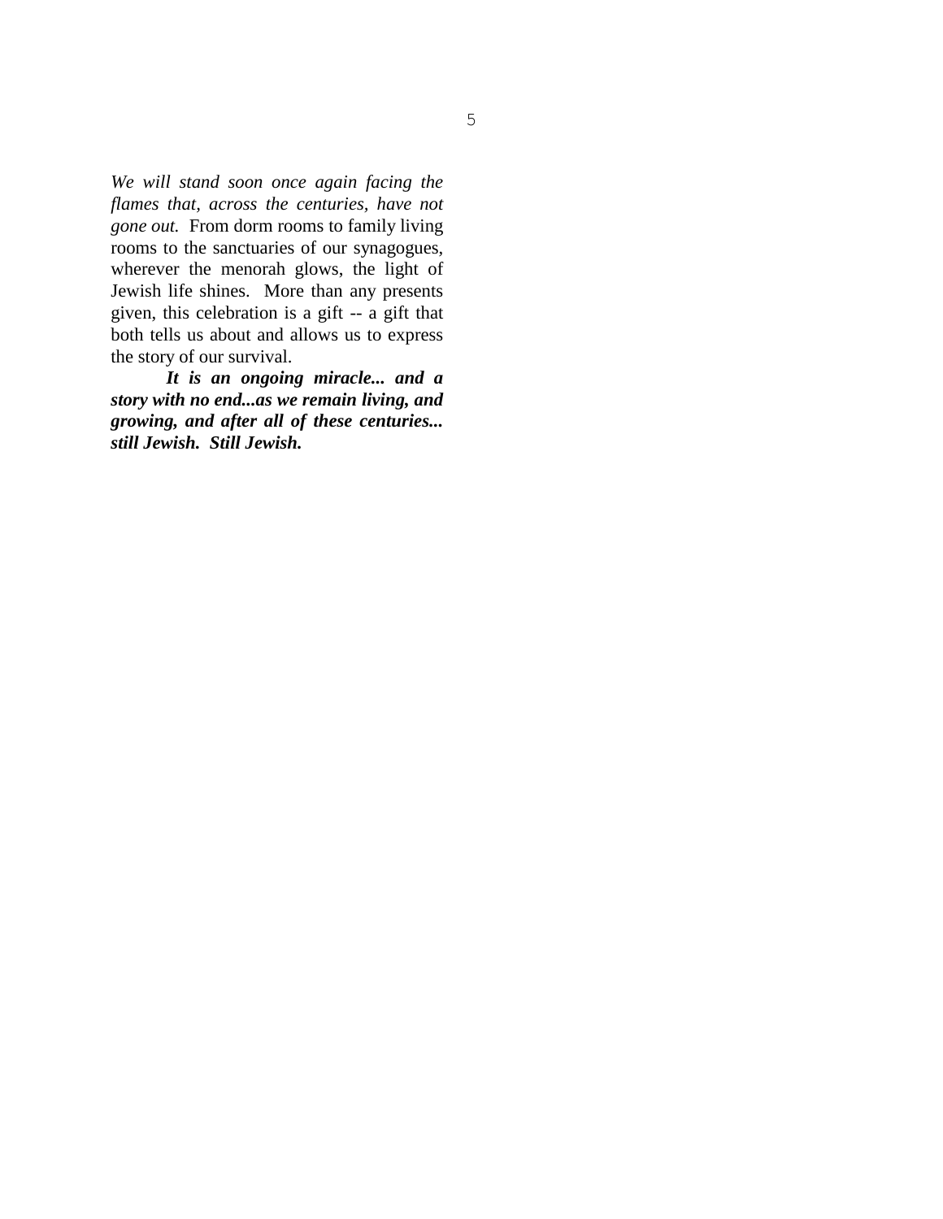*We will stand soon once again facing the flames that, across the centuries, have not gone out.* From dorm rooms to family living rooms to the sanctuaries of our synagogues, wherever the menorah glows, the light of Jewish life shines. More than any presents given, this celebration is a gift -- a gift that both tells us about and allows us to express the story of our survival.

***It is an ongoing miracle... and a story with no end...as we remain living, and growing, and after all of these centuries... still Jewish. Still Jewish.***